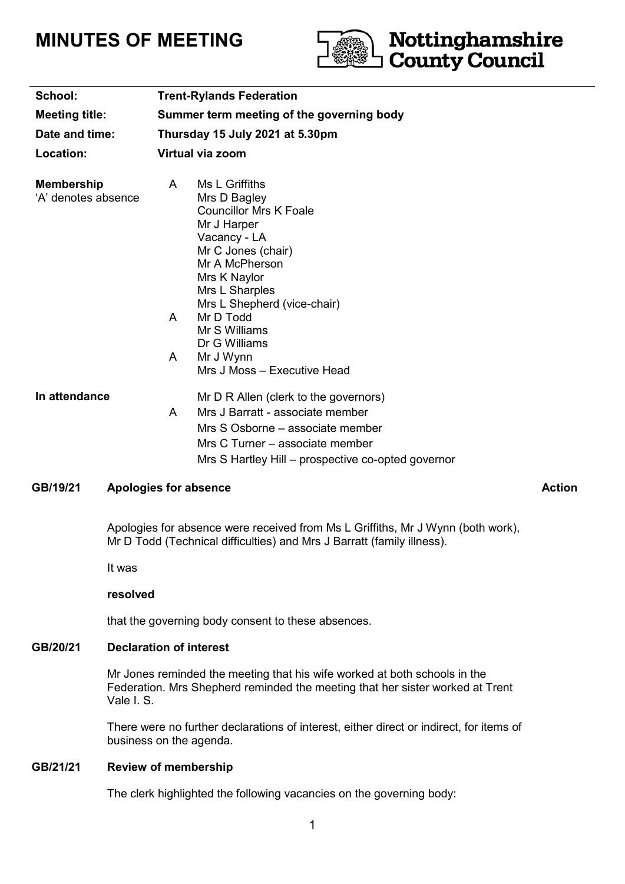# MINUTES OF MEETING

Nottinghamshire County Council

| | | |
|---|---|---|
| **School:** | **Trent-Rylands Federation** | |
| **Meeting title:** | **Summer term meeting of the governing body** | |
| **Date and time:** | **Thursday 15 July 2021 at 5.30pm** | |
| **Location:** | **Virtual via zoom** | |

**Membership**
'A' denotes absence

| | |
|---|---|
| A | Ms L Griffiths |
| | Mrs D Bagley |
| | Councillor Mrs K Foale |
| | Mr J Harper |
| | Vacancy - LA |
| | Mr C Jones (chair) |
| | Mr A McPherson |
| | Mrs K Naylor |
| | Mrs L Sharples |
| | Mrs L Shepherd (vice-chair) |
| A | Mr D Todd |
| | Mr S Williams |
| | Dr G Williams |
| A | Mr J Wynn |
| | Mrs J Moss – Executive Head |

**In attendance**

| | |
|---|---|
| | Mr D R Allen (clerk to the governors) |
| A | Mrs J Barratt - associate member |
| | Mrs S Osborne – associate member |
| | Mrs C Turner – associate member |
| | Mrs S Hartley Hill – prospective co-opted governor |

## GB/19/21 Apologies for absence — **Action**

Apologies for absence were received from Ms L Griffiths, Mr J Wynn (both work), Mr D Todd (Technical difficulties) and Mrs J Barratt (family illness).

It was

**resolved**

that the governing body consent to these absences.

## GB/20/21 Declaration of interest

Mr Jones reminded the meeting that his wife worked at both schools in the Federation. Mrs Shepherd reminded the meeting that her sister worked at Trent Vale I. S.

There were no further declarations of interest, either direct or indirect, for items of business on the agenda.

## GB/21/21 Review of membership

The clerk highlighted the following vacancies on the governing body: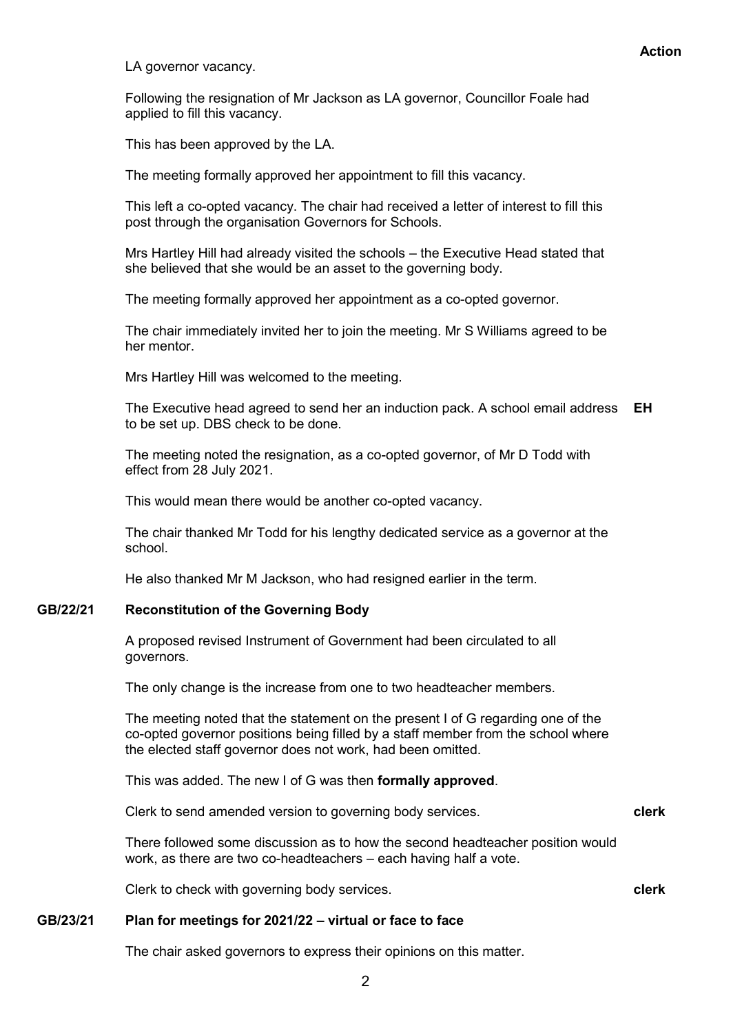**Action**

LA governor vacancy.

Following the resignation of Mr Jackson as LA governor, Councillor Foale had applied to fill this vacancy.

This has been approved by the LA.

The meeting formally approved her appointment to fill this vacancy.

This left a co-opted vacancy. The chair had received a letter of interest to fill this post through the organisation Governors for Schools.

Mrs Hartley Hill had already visited the schools – the Executive Head stated that she believed that she would be an asset to the governing body.

The meeting formally approved her appointment as a co-opted governor.

The chair immediately invited her to join the meeting. Mr S Williams agreed to be her mentor.

Mrs Hartley Hill was welcomed to the meeting.

The Executive head agreed to send her an induction pack. A school email address to be set up. DBS check to be done. **EH**

The meeting noted the resignation, as a co-opted governor, of Mr D Todd with effect from 28 July 2021.

This would mean there would be another co-opted vacancy.

The chair thanked Mr Todd for his lengthy dedicated service as a governor at the school.

He also thanked Mr M Jackson, who had resigned earlier in the term.

## GB/22/21 Reconstitution of the Governing Body

A proposed revised Instrument of Government had been circulated to all governors.

The only change is the increase from one to two headteacher members.

The meeting noted that the statement on the present I of G regarding one of the co-opted governor positions being filled by a staff member from the school where the elected staff governor does not work, had been omitted.

This was added. The new I of G was then **formally approved**.

Clerk to send amended version to governing body services. **clerk**

There followed some discussion as to how the second headteacher position would work, as there are two co-headteachers – each having half a vote.

Clerk to check with governing body services. **clerk**

## GB/23/21 Plan for meetings for 2021/22 – virtual or face to face

The chair asked governors to express their opinions on this matter.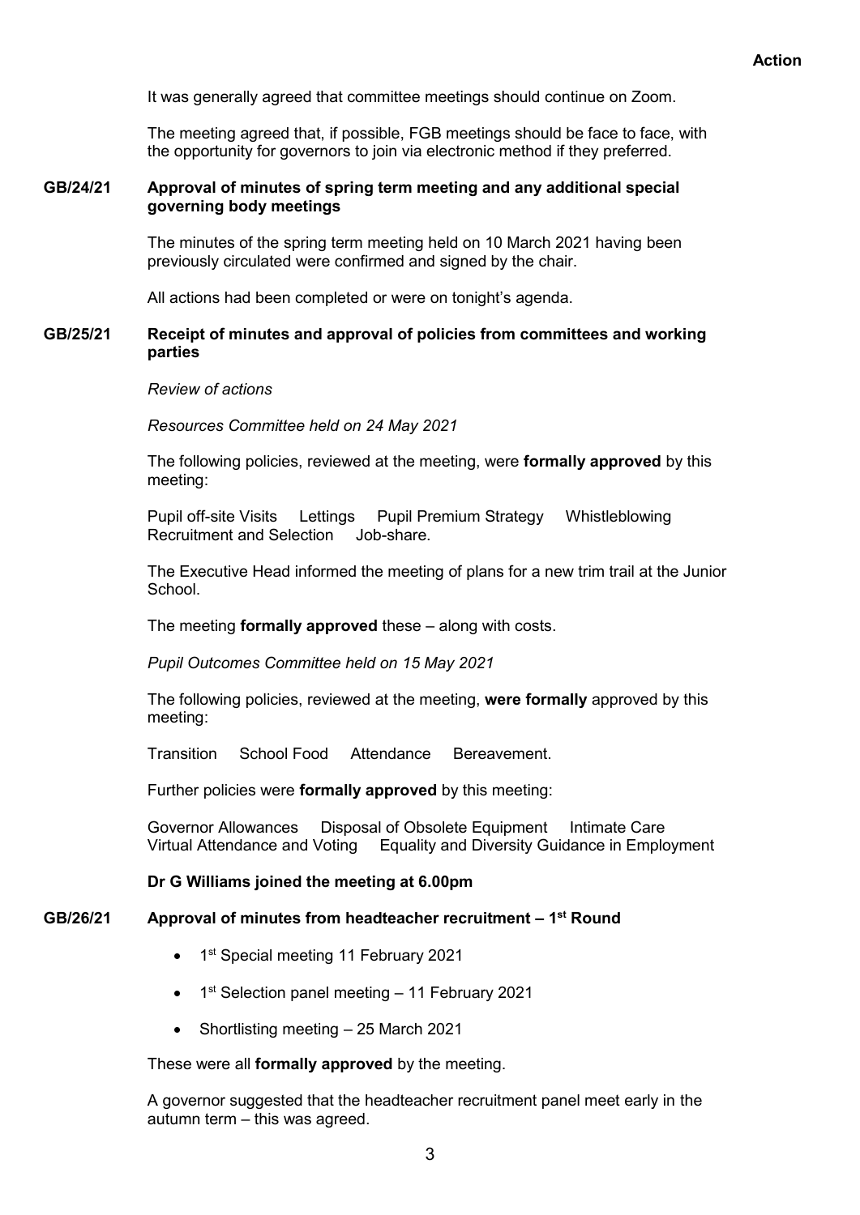**Action**

It was generally agreed that committee meetings should continue on Zoom.

The meeting agreed that, if possible, FGB meetings should be face to face, with the opportunity for governors to join via electronic method if they preferred.

**GB/24/21 Approval of minutes of spring term meeting and any additional special governing body meetings**

The minutes of the spring term meeting held on 10 March 2021 having been previously circulated were confirmed and signed by the chair.

All actions had been completed or were on tonight's agenda.

**GB/25/21 Receipt of minutes and approval of policies from committees and working parties**

*Review of actions*

*Resources Committee held on 24 May 2021*

The following policies, reviewed at the meeting, were **formally approved** by this meeting:

Pupil off-site Visits Lettings Pupil Premium Strategy Whistleblowing Recruitment and Selection Job-share.

The Executive Head informed the meeting of plans for a new trim trail at the Junior School.

The meeting **formally approved** these – along with costs.

*Pupil Outcomes Committee held on 15 May 2021*

The following policies, reviewed at the meeting, **were formally** approved by this meeting:

Transition School Food Attendance Bereavement.

Further policies were **formally approved** by this meeting:

Governor Allowances Disposal of Obsolete Equipment Intimate Care Virtual Attendance and Voting Equality and Diversity Guidance in Employment

**Dr G Williams joined the meeting at 6.00pm**

**GB/26/21 Approval of minutes from headteacher recruitment – 1st Round**

- 1st Special meeting 11 February 2021
- 1st Selection panel meeting – 11 February 2021
- Shortlisting meeting – 25 March 2021

These were all **formally approved** by the meeting.

A governor suggested that the headteacher recruitment panel meet early in the autumn term – this was agreed.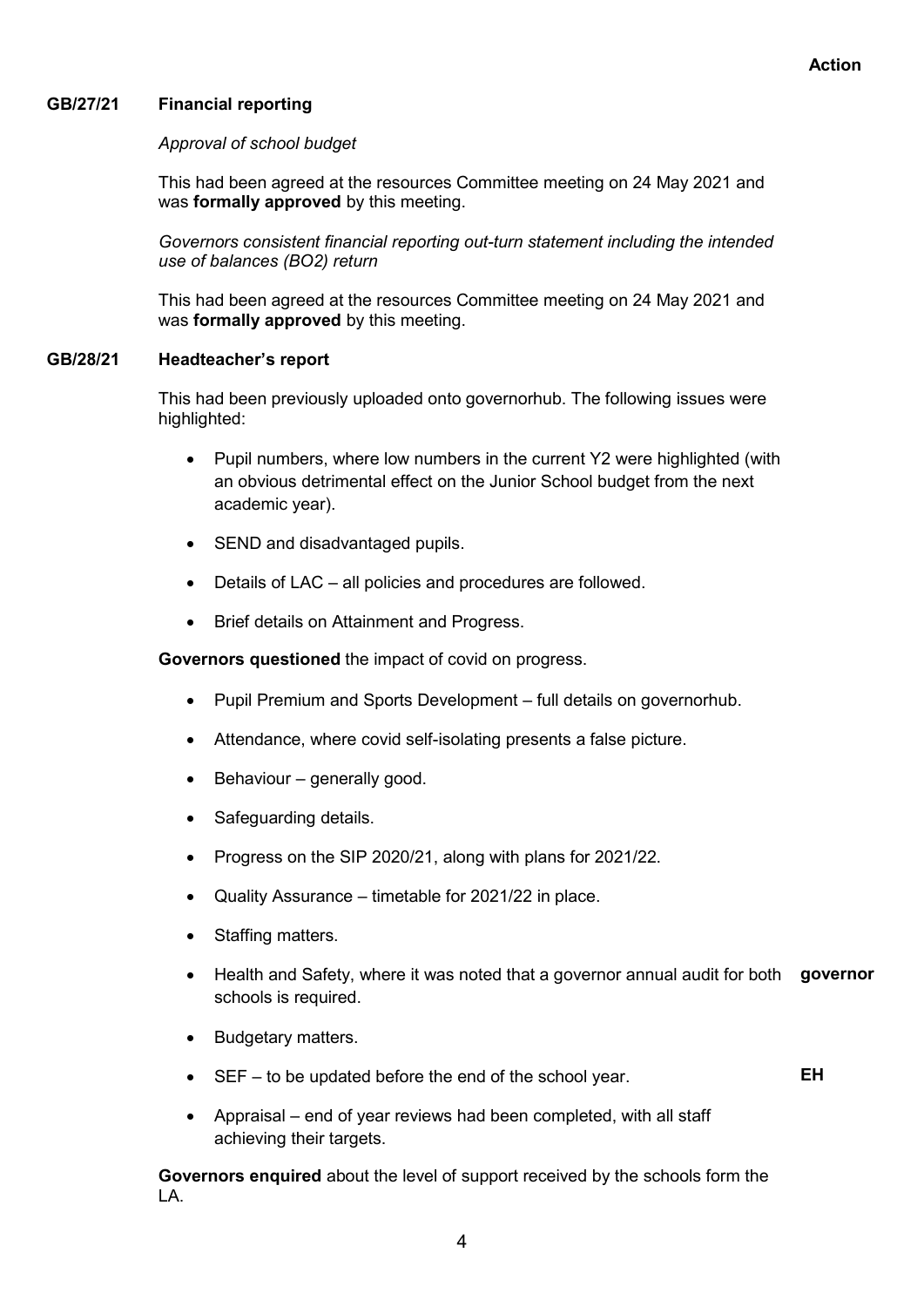**Action**

**GB/27/21 Financial reporting**

*Approval of school budget*

This had been agreed at the resources Committee meeting on 24 May 2021 and was **formally approved** by this meeting.

*Governors consistent financial reporting out-turn statement including the intended use of balances (BO2) return*

This had been agreed at the resources Committee meeting on 24 May 2021 and was **formally approved** by this meeting.

**GB/28/21 Headteacher's report**

This had been previously uploaded onto governorhub. The following issues were highlighted:

- Pupil numbers, where low numbers in the current Y2 were highlighted (with an obvious detrimental effect on the Junior School budget from the next academic year).
- SEND and disadvantaged pupils.
- Details of LAC – all policies and procedures are followed.
- Brief details on Attainment and Progress.

**Governors questioned** the impact of covid on progress.

- Pupil Premium and Sports Development – full details on governorhub.
- Attendance, where covid self-isolating presents a false picture.
- Behaviour – generally good.
- Safeguarding details.
- Progress on the SIP 2020/21, along with plans for 2021/22.
- Quality Assurance – timetable for 2021/22 in place.
- Staffing matters.
- Health and Safety, where it was noted that a governor annual audit for both schools is required. **governor**
- Budgetary matters.
- SEF – to be updated before the end of the school year. **EH**
- Appraisal – end of year reviews had been completed, with all staff achieving their targets.

**Governors enquired** about the level of support received by the schools form the LA.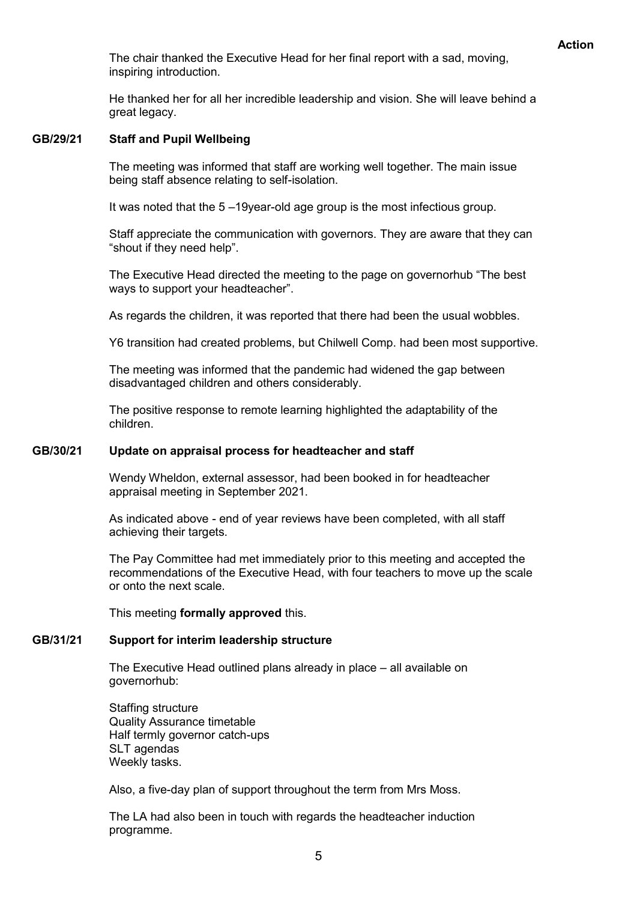**Action**

The chair thanked the Executive Head for her final report with a sad, moving, inspiring introduction.

He thanked her for all her incredible leadership and vision. She will leave behind a great legacy.

### GB/29/21 Staff and Pupil Wellbeing

The meeting was informed that staff are working well together. The main issue being staff absence relating to self-isolation.

It was noted that the 5 –19year-old age group is the most infectious group.

Staff appreciate the communication with governors. They are aware that they can "shout if they need help".

The Executive Head directed the meeting to the page on governorhub "The best ways to support your headteacher".

As regards the children, it was reported that there had been the usual wobbles.

Y6 transition had created problems, but Chilwell Comp. had been most supportive.

The meeting was informed that the pandemic had widened the gap between disadvantaged children and others considerably.

The positive response to remote learning highlighted the adaptability of the children.

### GB/30/21 Update on appraisal process for headteacher and staff

Wendy Wheldon, external assessor, had been booked in for headteacher appraisal meeting in September 2021.

As indicated above - end of year reviews have been completed, with all staff achieving their targets.

The Pay Committee had met immediately prior to this meeting and accepted the recommendations of the Executive Head, with four teachers to move up the scale or onto the next scale.

This meeting **formally approved** this.

### GB/31/21 Support for interim leadership structure

The Executive Head outlined plans already in place – all available on governorhub:

Staffing structure
Quality Assurance timetable
Half termly governor catch-ups
SLT agendas
Weekly tasks.

Also, a five-day plan of support throughout the term from Mrs Moss.

The LA had also been in touch with regards the headteacher induction programme.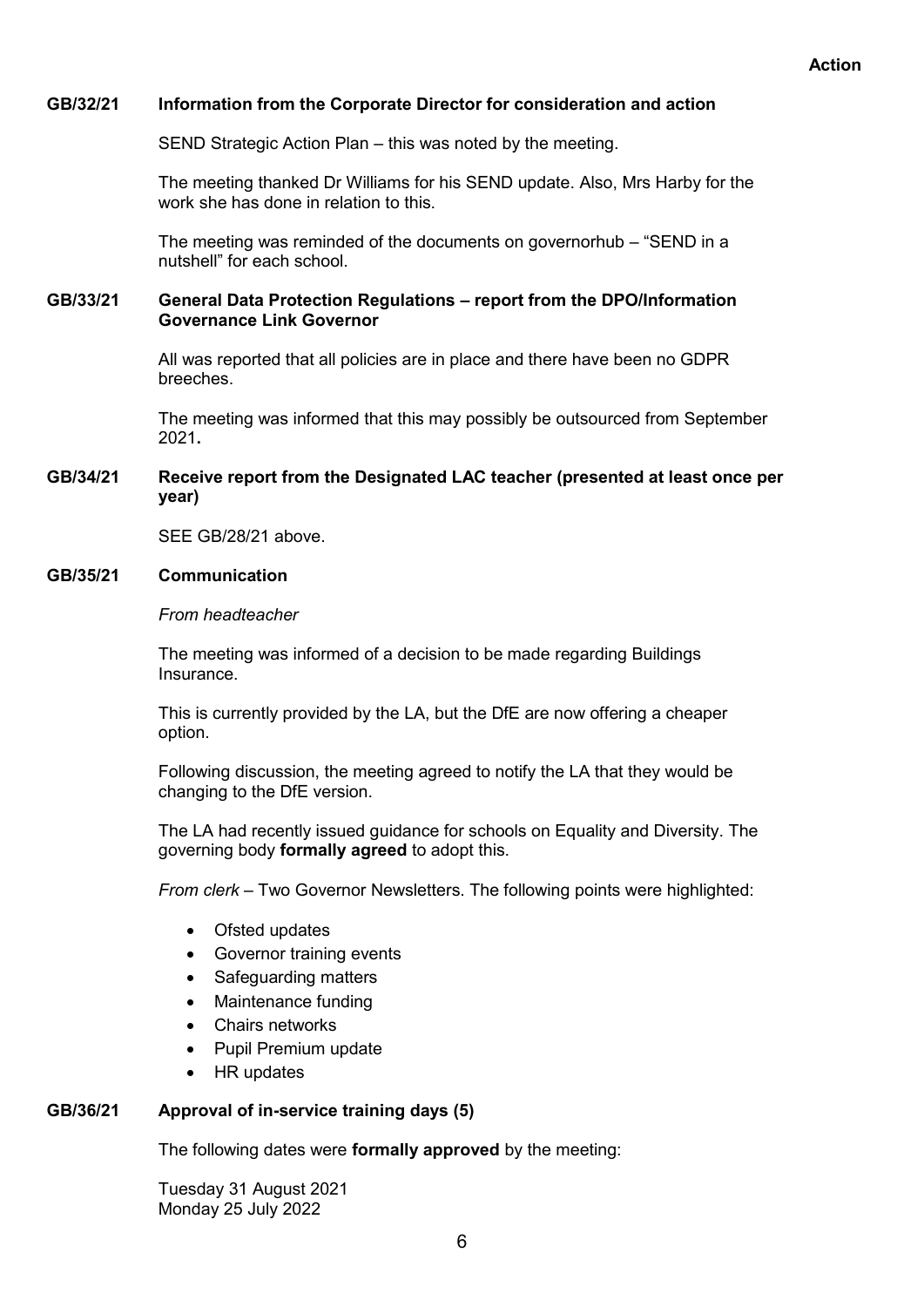**Action**

**GB/32/21 Information from the Corporate Director for consideration and action**

SEND Strategic Action Plan – this was noted by the meeting.

The meeting thanked Dr Williams for his SEND update. Also, Mrs Harby for the work she has done in relation to this.

The meeting was reminded of the documents on governorhub – "SEND in a nutshell" for each school.

**GB/33/21 General Data Protection Regulations – report from the DPO/Information Governance Link Governor**

All was reported that all policies are in place and there have been no GDPR breeches.

The meeting was informed that this may possibly be outsourced from September 2021**.**

**GB/34/21 Receive report from the Designated LAC teacher (presented at least once per year)**

SEE GB/28/21 above.

**GB/35/21 Communication**

*From headteacher*

The meeting was informed of a decision to be made regarding Buildings Insurance.

This is currently provided by the LA, but the DfE are now offering a cheaper option.

Following discussion, the meeting agreed to notify the LA that they would be changing to the DfE version.

The LA had recently issued guidance for schools on Equality and Diversity. The governing body **formally agreed** to adopt this.

*From clerk* – Two Governor Newsletters. The following points were highlighted:

- Ofsted updates
- Governor training events
- Safeguarding matters
- Maintenance funding
- Chairs networks
- Pupil Premium update
- HR updates

**GB/36/21 Approval of in-service training days (5)**

The following dates were **formally approved** by the meeting:

Tuesday 31 August 2021
Monday 25 July 2022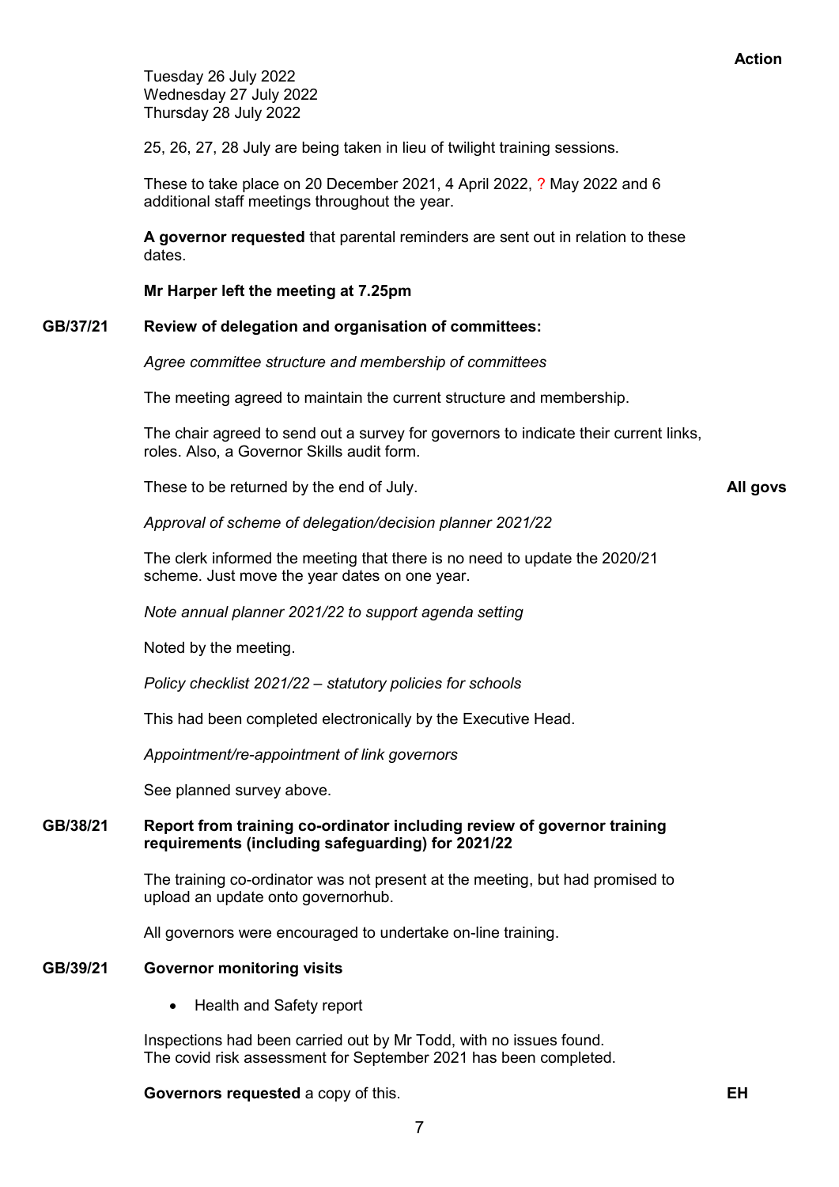**Action**

Tuesday 26 July 2022
Wednesday 27 July 2022
Thursday 28 July 2022

25, 26, 27, 28 July are being taken in lieu of twilight training sessions.

These to take place on 20 December 2021, 4 April 2022, ? May 2022 and 6 additional staff meetings throughout the year.

**A governor requested** that parental reminders are sent out in relation to these dates.

**Mr Harper left the meeting at 7.25pm**

**GB/37/21 Review of delegation and organisation of committees:**

*Agree committee structure and membership of committees*

The meeting agreed to maintain the current structure and membership.

The chair agreed to send out a survey for governors to indicate their current links, roles. Also, a Governor Skills audit form.

These to be returned by the end of July. **All govs**

*Approval of scheme of delegation/decision planner 2021/22*

The clerk informed the meeting that there is no need to update the 2020/21 scheme. Just move the year dates on one year.

*Note annual planner 2021/22 to support agenda setting*

Noted by the meeting.

*Policy checklist 2021/22 – statutory policies for schools*

This had been completed electronically by the Executive Head.

*Appointment/re-appointment of link governors*

See planned survey above.

**GB/38/21 Report from training co-ordinator including review of governor training requirements (including safeguarding) for 2021/22**

The training co-ordinator was not present at the meeting, but had promised to upload an update onto governorhub.

All governors were encouraged to undertake on-line training.

**GB/39/21 Governor monitoring visits**

- Health and Safety report

Inspections had been carried out by Mr Todd, with no issues found.
The covid risk assessment for September 2021 has been completed.

**Governors requested** a copy of this. **EH**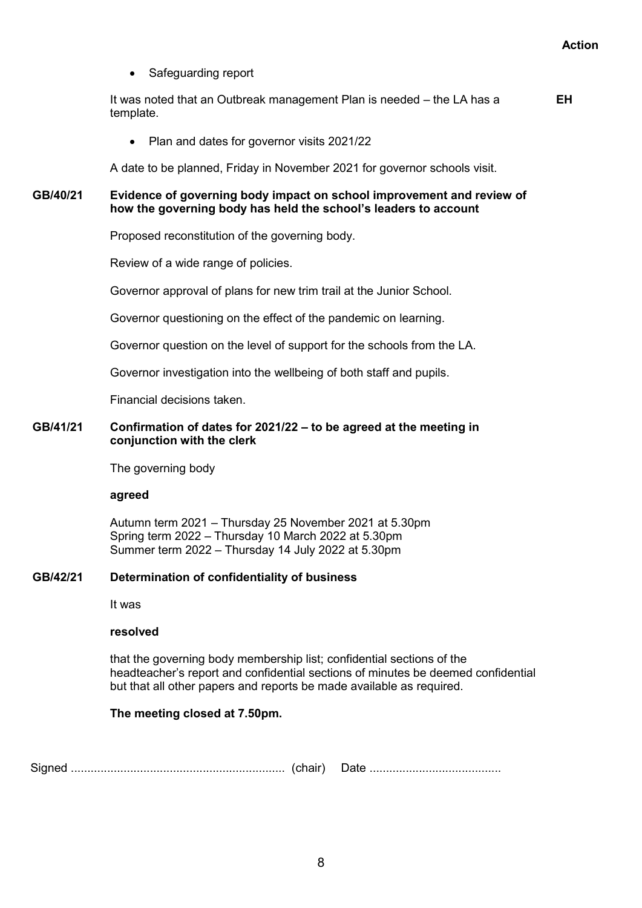**Action**

- Safeguarding report

It was noted that an Outbreak management Plan is needed – the LA has a template. **EH**

- Plan and dates for governor visits 2021/22

A date to be planned, Friday in November 2021 for governor schools visit.

**GB/40/21 Evidence of governing body impact on school improvement and review of how the governing body has held the school's leaders to account**

Proposed reconstitution of the governing body.

Review of a wide range of policies.

Governor approval of plans for new trim trail at the Junior School.

Governor questioning on the effect of the pandemic on learning.

Governor question on the level of support for the schools from the LA.

Governor investigation into the wellbeing of both staff and pupils.

Financial decisions taken.

**GB/41/21 Confirmation of dates for 2021/22 – to be agreed at the meeting in conjunction with the clerk**

The governing body

**agreed**

Autumn term 2021 – Thursday 25 November 2021 at 5.30pm
Spring term 2022 – Thursday 10 March 2022 at 5.30pm
Summer term 2022 – Thursday 14 July 2022 at 5.30pm

**GB/42/21 Determination of confidentiality of business**

It was

**resolved**

that the governing body membership list; confidential sections of the headteacher's report and confidential sections of minutes be deemed confidential but that all other papers and reports be made available as required.

**The meeting closed at 7.50pm.**

Signed ................................................................ (chair) Date ........................................